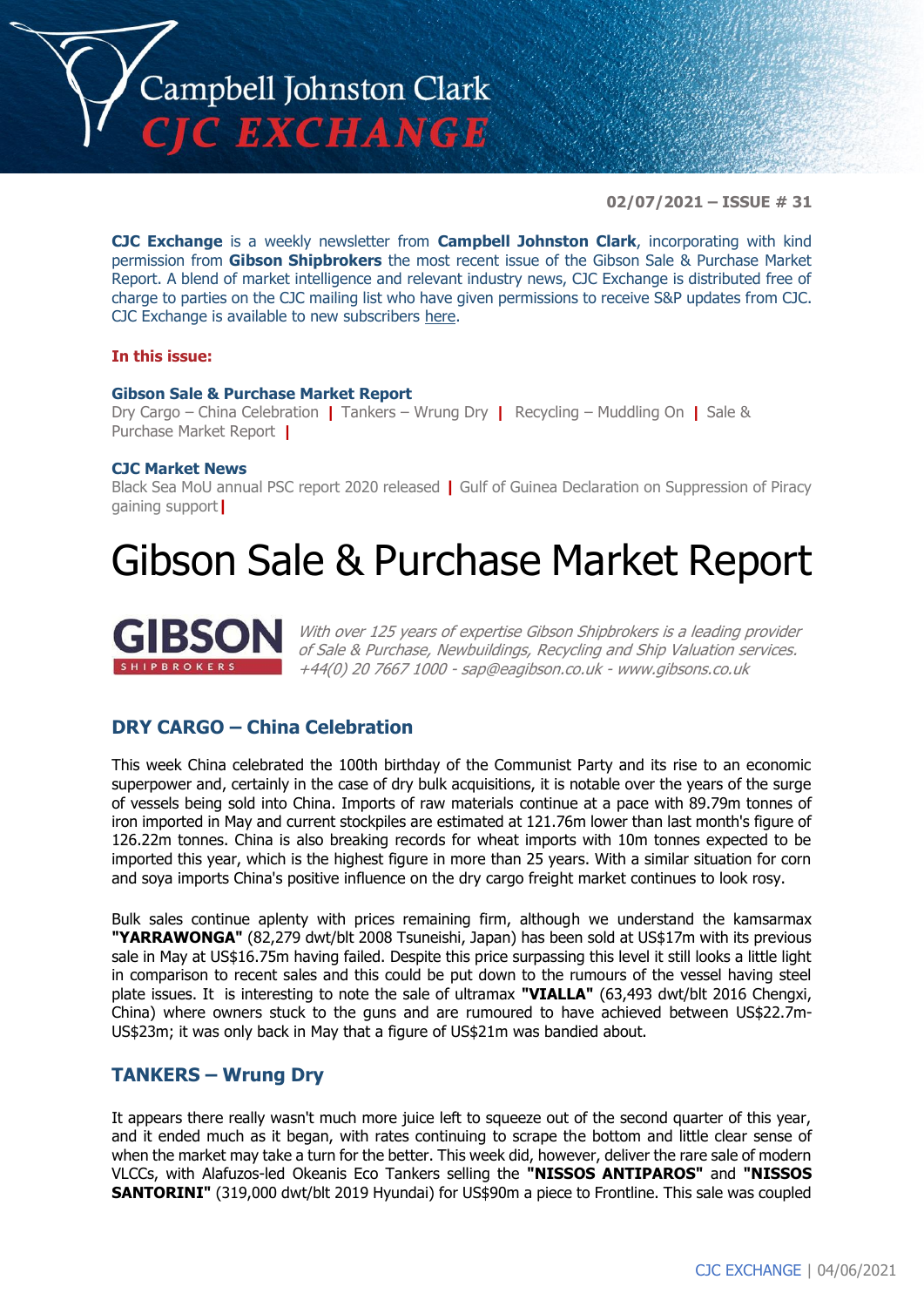# Campbell Johnston Clark
# CJC EXCHANGE

**02/07/2021 – ISSUE # 31**

**CJC Exchange** is a weekly newsletter from **Campbell Johnston Clark**, incorporating with kind permission from **Gibson Shipbrokers** the most recent issue of the Gibson Sale & Purchase Market Report. A blend of market intelligence and relevant industry news, CJC Exchange is distributed free of charge to parties on the CJC mailing list who have given permissions to receive S&P updates from CJC. CJC Exchange is available to new subscribers here.

**In this issue:**

**Gibson Sale & Purchase Market Report**
Dry Cargo – China Celebration | Tankers – Wrung Dry | Recycling – Muddling On | Sale & Purchase Market Report |

**CJC Market News**
Black Sea MoU annual PSC report 2020 released | Gulf of Guinea Declaration on Suppression of Piracy gaining support |

# Gibson Sale & Purchase Market Report

**GIBSON** SHIPBROKERS

*With over 125 years of expertise Gibson Shipbrokers is a leading provider of Sale & Purchase, Newbuildings, Recycling and Ship Valuation services. +44(0) 20 7667 1000 - sap@eagibson.co.uk - www.gibsons.co.uk*

## DRY CARGO – China Celebration

This week China celebrated the 100th birthday of the Communist Party and its rise to an economic superpower and, certainly in the case of dry bulk acquisitions, it is notable over the years of the surge of vessels being sold into China. Imports of raw materials continue at a pace with 89.79m tonnes of iron imported in May and current stockpiles are estimated at 121.76m lower than last month's figure of 126.22m tonnes. China is also breaking records for wheat imports with 10m tonnes expected to be imported this year, which is the highest figure in more than 25 years. With a similar situation for corn and soya imports China's positive influence on the dry cargo freight market continues to look rosy.

Bulk sales continue aplenty with prices remaining firm, although we understand the kamsarmax **"YARRAWONGA"** (82,279 dwt/blt 2008 Tsuneishi, Japan) has been sold at US$17m with its previous sale in May at US$16.75m having failed. Despite this price surpassing this level it still looks a little light in comparison to recent sales and this could be put down to the rumours of the vessel having steel plate issues. It is interesting to note the sale of ultramax **"VIALLA"** (63,493 dwt/blt 2016 Chengxi, China) where owners stuck to the guns and are rumoured to have achieved between US$22.7m-US$23m; it was only back in May that a figure of US$21m was bandied about.

## TANKERS – Wrung Dry

It appears there really wasn't much more juice left to squeeze out of the second quarter of this year, and it ended much as it began, with rates continuing to scrape the bottom and little clear sense of when the market may take a turn for the better. This week did, however, deliver the rare sale of modern VLCCs, with Alafuzos-led Okeanis Eco Tankers selling the **"NISSOS ANTIPAROS"** and **"NISSOS SANTORINI"** (319,000 dwt/blt 2019 Hyundai) for US$90m a piece to Frontline. This sale was coupled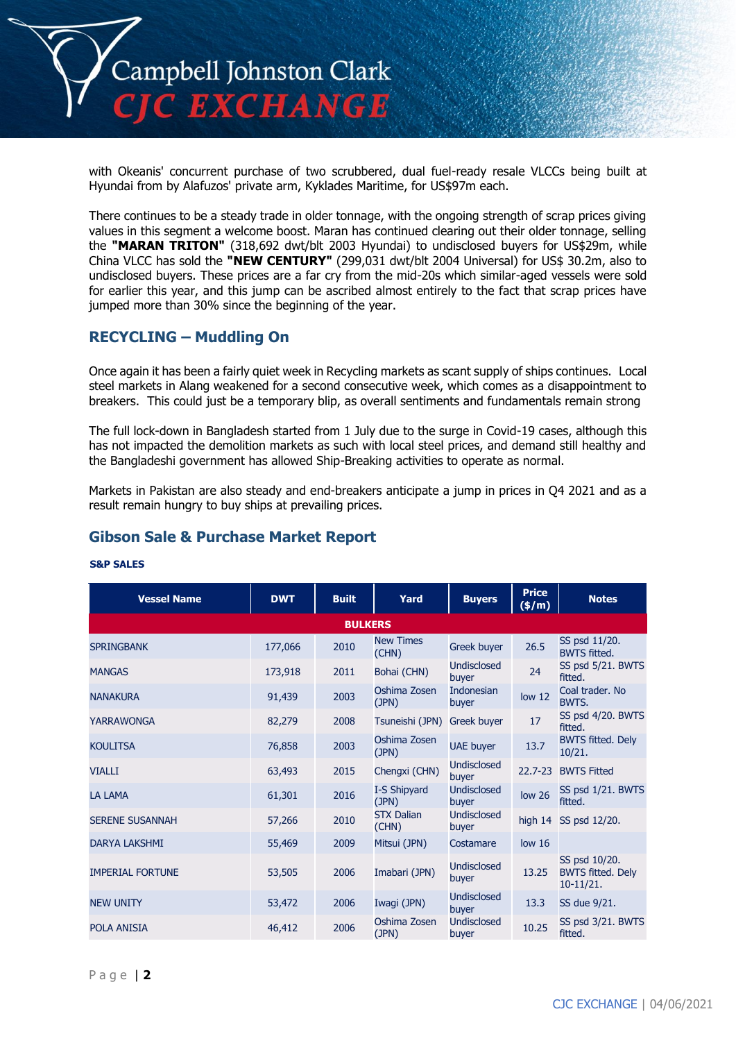with Okeanis' concurrent purchase of two scrubbered, dual fuel-ready resale VLCCs being built at Hyundai from by Alafuzos' private arm, Kyklades Maritime, for US$97m each.

There continues to be a steady trade in older tonnage, with the ongoing strength of scrap prices giving values in this segment a welcome boost. Maran has continued clearing out their older tonnage, selling the **"MARAN TRITON"** (318,692 dwt/blt 2003 Hyundai) to undisclosed buyers for US$29m, while China VLCC has sold the **"NEW CENTURY"** (299,031 dwt/blt 2004 Universal) for US$ 30.2m, also to undisclosed buyers. These prices are a far cry from the mid-20s which similar-aged vessels were sold for earlier this year, and this jump can be ascribed almost entirely to the fact that scrap prices have jumped more than 30% since the beginning of the year.

## RECYCLING – Muddling On

Once again it has been a fairly quiet week in Recycling markets as scant supply of ships continues. Local steel markets in Alang weakened for a second consecutive week, which comes as a disappointment to breakers. This could just be a temporary blip, as overall sentiments and fundamentals remain strong

The full lock-down in Bangladesh started from 1 July due to the surge in Covid-19 cases, although this has not impacted the demolition markets as such with local steel prices, and demand still healthy and the Bangladeshi government has allowed Ship-Breaking activities to operate as normal.

Markets in Pakistan are also steady and end-breakers anticipate a jump in prices in Q4 2021 and as a result remain hungry to buy ships at prevailing prices.

## Gibson Sale & Purchase Market Report

**S&P SALES**

| Vessel Name | DWT | Built | Yard | Buyers | Price ($/m) | Notes |
|---|---|---|---|---|---|---|
| **BULKERS** | | | | | | |
| SPRINGBANK | 177,066 | 2010 | New Times (CHN) | Greek buyer | 26.5 | SS psd 11/20. BWTS fitted. |
| MANGAS | 173,918 | 2011 | Bohai (CHN) | Undisclosed buyer | 24 | SS psd 5/21. BWTS fitted. |
| NANAKURA | 91,439 | 2003 | Oshima Zosen (JPN) | Indonesian buyer | low 12 | Coal trader. No BWTS. |
| YARRAWONGA | 82,279 | 2008 | Tsuneishi (JPN) | Greek buyer | 17 | SS psd 4/20. BWTS fitted. |
| KOULITSA | 76,858 | 2003 | Oshima Zosen (JPN) | UAE buyer | 13.7 | BWTS fitted. Dely 10/21. |
| VIALLI | 63,493 | 2015 | Chengxi (CHN) | Undisclosed buyer | 22.7-23 | BWTS Fitted |
| LA LAMA | 61,301 | 2016 | I-S Shipyard (JPN) | Undisclosed buyer | low 26 | SS psd 1/21. BWTS fitted. |
| SERENE SUSANNAH | 57,266 | 2010 | STX Dalian (CHN) | Undisclosed buyer | high 14 | SS psd 12/20. |
| DARYA LAKSHMI | 55,469 | 2009 | Mitsui (JPN) | Costamare | low 16 | |
| IMPERIAL FORTUNE | 53,505 | 2006 | Imabari (JPN) | Undisclosed buyer | 13.25 | SS psd 10/20. BWTS fitted. Dely 10-11/21. |
| NEW UNITY | 53,472 | 2006 | Iwagi (JPN) | Undisclosed buyer | 13.3 | SS due 9/21. |
| POLA ANISIA | 46,412 | 2006 | Oshima Zosen (JPN) | Undisclosed buyer | 10.25 | SS psd 3/21. BWTS fitted. |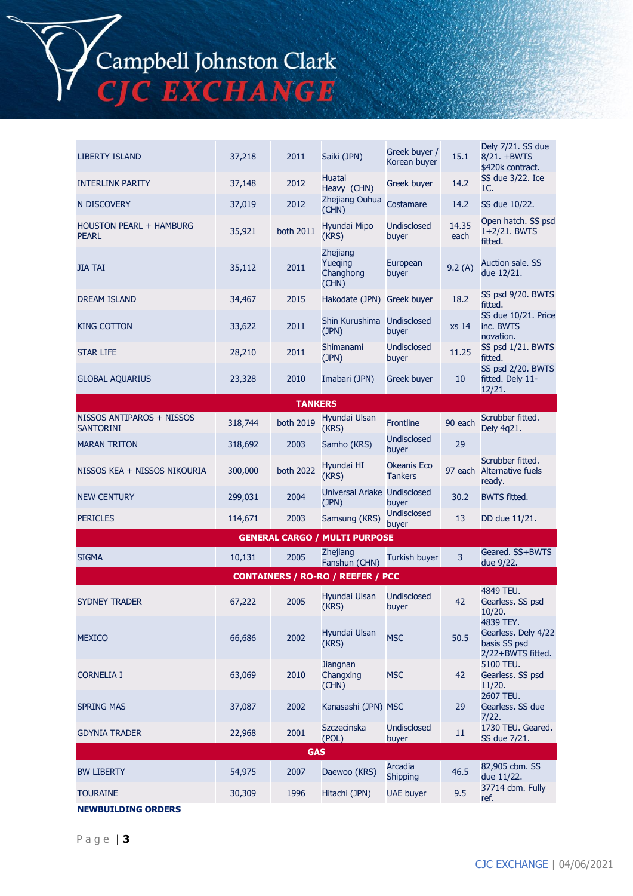| | | | | | | |
|---|---|---|---|---|---|---|
| LIBERTY ISLAND | 37,218 | 2011 | Saiki (JPN) | Greek buyer / Korean buyer | 15.1 | Dely 7/21. SS due 8/21. +BWTS $420k contract. |
| INTERLINK PARITY | 37,148 | 2012 | Huatai Heavy (CHN) | Greek buyer | 14.2 | SS due 3/22. Ice 1C. |
| N DISCOVERY | 37,019 | 2012 | Zhejiang Ouhua (CHN) | Costamare | 14.2 | SS due 10/22. |
| HOUSTON PEARL + HAMBURG PEARL | 35,921 | both 2011 | Hyundai Mipo (KRS) | Undisclosed buyer | 14.35 each | Open hatch. SS psd 1+2/21. BWTS fitted. |
| JIA TAI | 35,112 | 2011 | Zhejiang Yueqing Changhong (CHN) | European buyer | 9.2 (A) | Auction sale. SS due 12/21. |
| DREAM ISLAND | 34,467 | 2015 | Hakodate (JPN) | Greek buyer | 18.2 | SS psd 9/20. BWTS fitted. |
| KING COTTON | 33,622 | 2011 | Shin Kurushima (JPN) | Undisclosed buyer | xs 14 | SS due 10/21. Price inc. BWTS novation. |
| STAR LIFE | 28,210 | 2011 | Shimanami (JPN) | Undisclosed buyer | 11.25 | SS psd 1/21. BWTS fitted. |
| GLOBAL AQUARIUS | 23,328 | 2010 | Imabari (JPN) | Greek buyer | 10 | SS psd 2/20. BWTS fitted. Dely 11-12/21. |
| **TANKERS** | | | | | | |
| NISSOS ANTIPAROS + NISSOS SANTORINI | 318,744 | both 2019 | Hyundai Ulsan (KRS) | Frontline | 90 each | Scrubber fitted. Dely 4q21. |
| MARAN TRITON | 318,692 | 2003 | Samho (KRS) | Undisclosed buyer | 29 | |
| NISSOS KEA + NISSOS NIKOURIA | 300,000 | both 2022 | Hyundai HI (KRS) | Okeanis Eco Tankers | 97 each | Scrubber fitted. Alternative fuels ready. |
| NEW CENTURY | 299,031 | 2004 | Universal Ariake (JPN) | Undisclosed buyer | 30.2 | BWTS fitted. |
| PERICLES | 114,671 | 2003 | Samsung (KRS) | Undisclosed buyer | 13 | DD due 11/21. |
| **GENERAL CARGO / MULTI PURPOSE** | | | | | | |
| SIGMA | 10,131 | 2005 | Zhejiang Fanshun (CHN) | Turkish buyer | 3 | Geared. SS+BWTS due 9/22. |
| **CONTAINERS / RO-RO / REEFER / PCC** | | | | | | |
| SYDNEY TRADER | 67,222 | 2005 | Hyundai Ulsan (KRS) | Undisclosed buyer | 42 | 4849 TEU. Gearless. SS psd 10/20. |
| MEXICO | 66,686 | 2002 | Hyundai Ulsan (KRS) | MSC | 50.5 | 4839 TEY. Gearless. Dely 4/22 basis SS psd 2/22+BWTS fitted. |
| CORNELIA I | 63,069 | 2010 | Jiangnan Changxing (CHN) | MSC | 42 | 5100 TEU. Gearless. SS psd 11/20. |
| SPRING MAS | 37,087 | 2002 | Kanasashi (JPN) | MSC | 29 | 2607 TEU. Gearless. SS due 7/22. |
| GDYNIA TRADER | 22,968 | 2001 | Szczecinska (POL) | Undisclosed buyer | 11 | 1730 TEU. Geared. SS due 7/21. |
| **GAS** | | | | | | |
| BW LIBERTY | 54,975 | 2007 | Daewoo (KRS) | Arcadia Shipping | 46.5 | 82,905 cbm. SS due 11/22. |
| TOURAINE | 30,309 | 1996 | Hitachi (JPN) | UAE buyer | 9.5 | 37714 cbm. Fully ref. |

**NEWBUILDING ORDERS**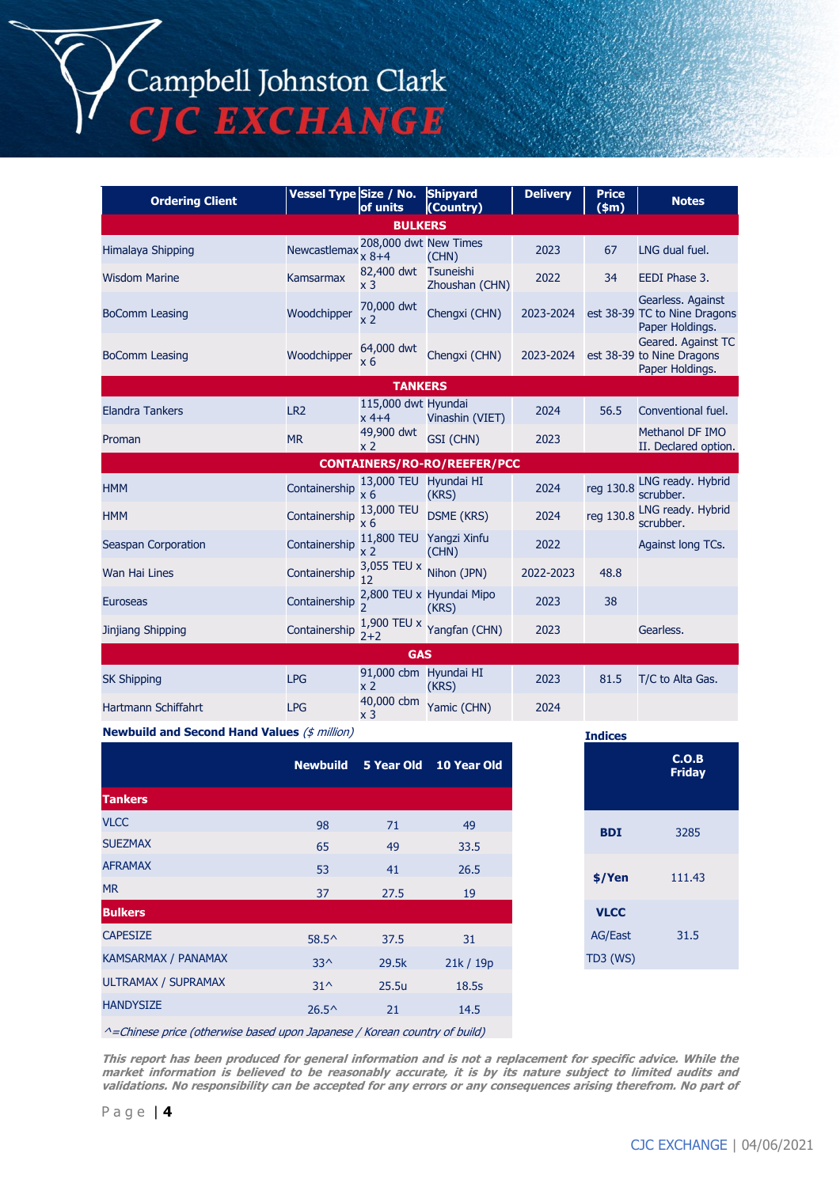| Ordering Client | Vessel Type | Size / No. of units | Shipyard (Country) | Delivery | Price ($m) | Notes |
|---|---|---|---|---|---|---|
| **BULKERS** | | | | | | |
| Himalaya Shipping | Newcastlemax | 208,000 dwt x 8+4 | New Times (CHN) | 2023 | 67 | LNG dual fuel. |
| Wisdom Marine | Kamsarmax | 82,400 dwt x 3 | Tsuneishi Zhoushan (CHN) | 2022 | 34 | EEDI Phase 3. |
| BoComm Leasing | Woodchipper | 70,000 dwt x 2 | Chengxi (CHN) | 2023-2024 | est 38-39 | Gearless. Against TC to Nine Dragons Paper Holdings. |
| BoComm Leasing | Woodchipper | 64,000 dwt x 6 | Chengxi (CHN) | 2023-2024 | est 38-39 | Geared. Against TC to Nine Dragons Paper Holdings. |
| **TANKERS** | | | | | | |
| Elandra Tankers | LR2 | 115,000 dwt x 4+4 | Hyundai Vinashin (VIET) | 2024 | 56.5 | Conventional fuel. |
| Proman | MR | 49,900 dwt x 2 | GSI (CHN) | 2023 | | Methanol DF IMO II. Declared option. |
| **CONTAINERS/RO-RO/REEFER/PCC** | | | | | | |
| HMM | Containership | 13,000 TEU x 6 | Hyundai HI (KRS) | 2024 | reg 130.8 | LNG ready. Hybrid scrubber. |
| HMM | Containership | 13,000 TEU x 6 | DSME (KRS) | 2024 | reg 130.8 | LNG ready. Hybrid scrubber. |
| Seaspan Corporation | Containership | 11,800 TEU x 2 | Yangzi Xinfu (CHN) | 2022 | | Against long TCs. |
| Wan Hai Lines | Containership | 3,055 TEU x 12 | Nihon (JPN) | 2022-2023 | 48.8 | |
| Euroseas | Containership | 2,800 TEU x 2 | Hyundai Mipo (KRS) | 2023 | 38 | |
| Jinjiang Shipping | Containership | 1,900 TEU x 2+2 | Yangfan (CHN) | 2023 | | Gearless. |
| **GAS** | | | | | | |
| SK Shipping | LPG | 91,000 cbm x 2 | Hyundai HI (KRS) | 2023 | 81.5 | T/C to Alta Gas. |
| Hartmann Schiffahrt | LPG | 40,000 cbm x 3 | Yamic (CHN) | 2024 | | |

**Newbuild and Second Hand Values** *($ million)*

| | Newbuild | 5 Year Old | 10 Year Old |
|---|---|---|---|
| **Tankers** | | | |
| VLCC | 98 | 71 | 49 |
| SUEZMAX | 65 | 49 | 33.5 |
| AFRAMAX | 53 | 41 | 26.5 |
| MR | 37 | 27.5 | 19 |
| **Bulkers** | | | |
| CAPESIZE | 58.5^ | 37.5 | 31 |
| KAMSARMAX / PANAMAX | 33^ | 29.5k | 21k / 19p |
| ULTRAMAX / SUPRAMAX | 31^ | 25.5u | 18.5s |
| HANDYSIZE | 26.5^ | 21 | 14.5 |

*^=Chinese price (otherwise based upon Japanese / Korean country of build)*

**Indices**

| | C.O.B Friday |
|---|---|
| **BDI** | 3285 |
| **$/Yen** | 111.43 |
| **VLCC** AG/East TD3 (WS) | 31.5 |

***This report has been produced for general information and is not a replacement for specific advice. While the market information is believed to be reasonably accurate, it is by its nature subject to limited audits and validations. No responsibility can be accepted for any errors or any consequences arising therefrom. No part of***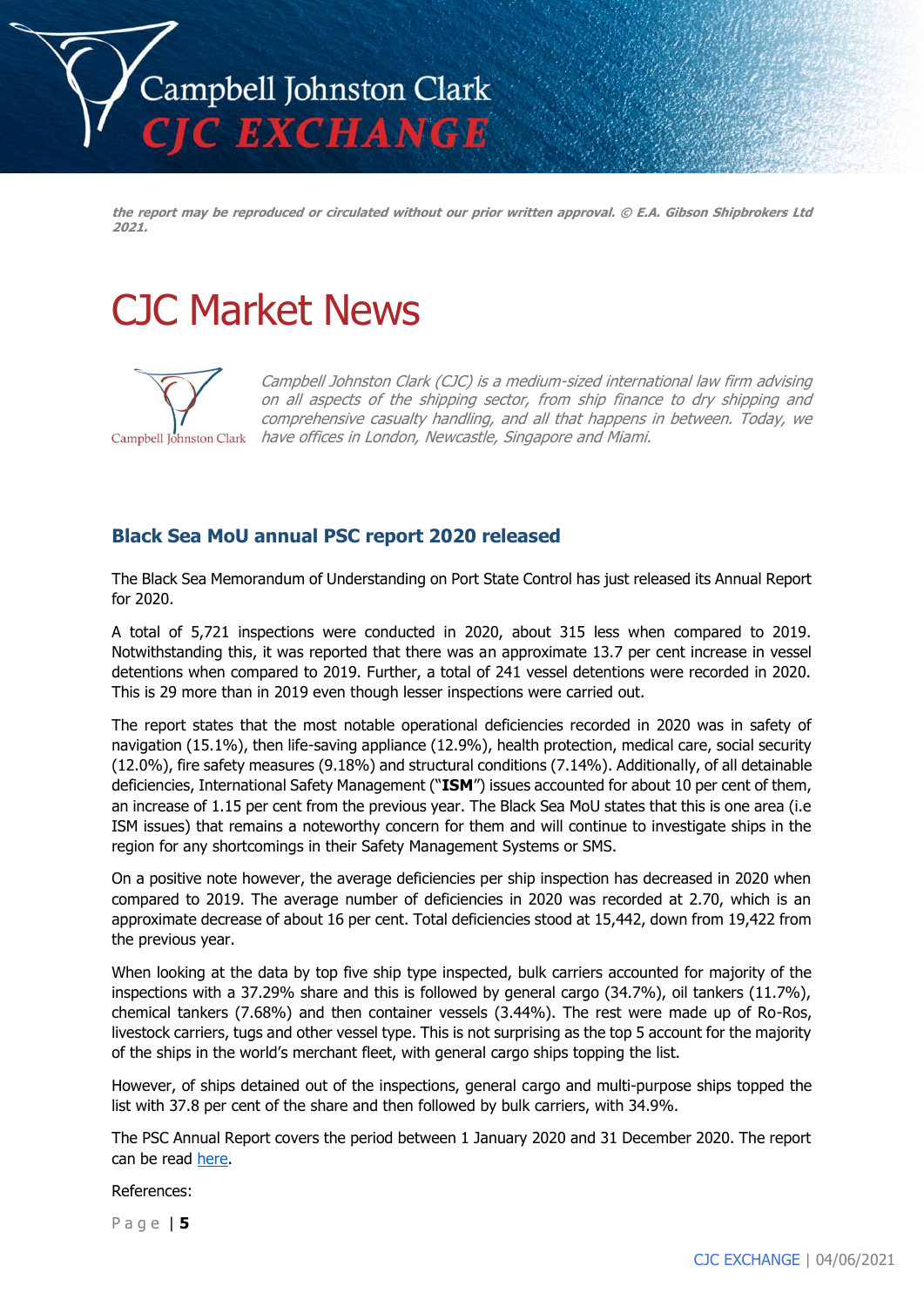*the report may be reproduced or circulated without our prior written approval. © E.A. Gibson Shipbrokers Ltd 2021.*

# CJC Market News

*Campbell Johnston Clark (CJC) is a medium-sized international law firm advising on all aspects of the shipping sector, from ship finance to dry shipping and comprehensive casualty handling, and all that happens in between. Today, we have offices in London, Newcastle, Singapore and Miami.*

## Black Sea MoU annual PSC report 2020 released

The Black Sea Memorandum of Understanding on Port State Control has just released its Annual Report for 2020.

A total of 5,721 inspections were conducted in 2020, about 315 less when compared to 2019. Notwithstanding this, it was reported that there was an approximate 13.7 per cent increase in vessel detentions when compared to 2019. Further, a total of 241 vessel detentions were recorded in 2020. This is 29 more than in 2019 even though lesser inspections were carried out.

The report states that the most notable operational deficiencies recorded in 2020 was in safety of navigation (15.1%), then life-saving appliance (12.9%), health protection, medical care, social security (12.0%), fire safety measures (9.18%) and structural conditions (7.14%). Additionally, of all detainable deficiencies, International Safety Management ("**ISM**") issues accounted for about 10 per cent of them, an increase of 1.15 per cent from the previous year. The Black Sea MoU states that this is one area (i.e ISM issues) that remains a noteworthy concern for them and will continue to investigate ships in the region for any shortcomings in their Safety Management Systems or SMS.

On a positive note however, the average deficiencies per ship inspection has decreased in 2020 when compared to 2019. The average number of deficiencies in 2020 was recorded at 2.70, which is an approximate decrease of about 16 per cent. Total deficiencies stood at 15,442, down from 19,422 from the previous year.

When looking at the data by top five ship type inspected, bulk carriers accounted for majority of the inspections with a 37.29% share and this is followed by general cargo (34.7%), oil tankers (11.7%), chemical tankers (7.68%) and then container vessels (3.44%). The rest were made up of Ro-Ros, livestock carriers, tugs and other vessel type. This is not surprising as the top 5 account for the majority of the ships in the world's merchant fleet, with general cargo ships topping the list.

However, of ships detained out of the inspections, general cargo and multi-purpose ships topped the list with 37.8 per cent of the share and then followed by bulk carriers, with 34.9%.

The PSC Annual Report covers the period between 1 January 2020 and 31 December 2020. The report can be read here.

References: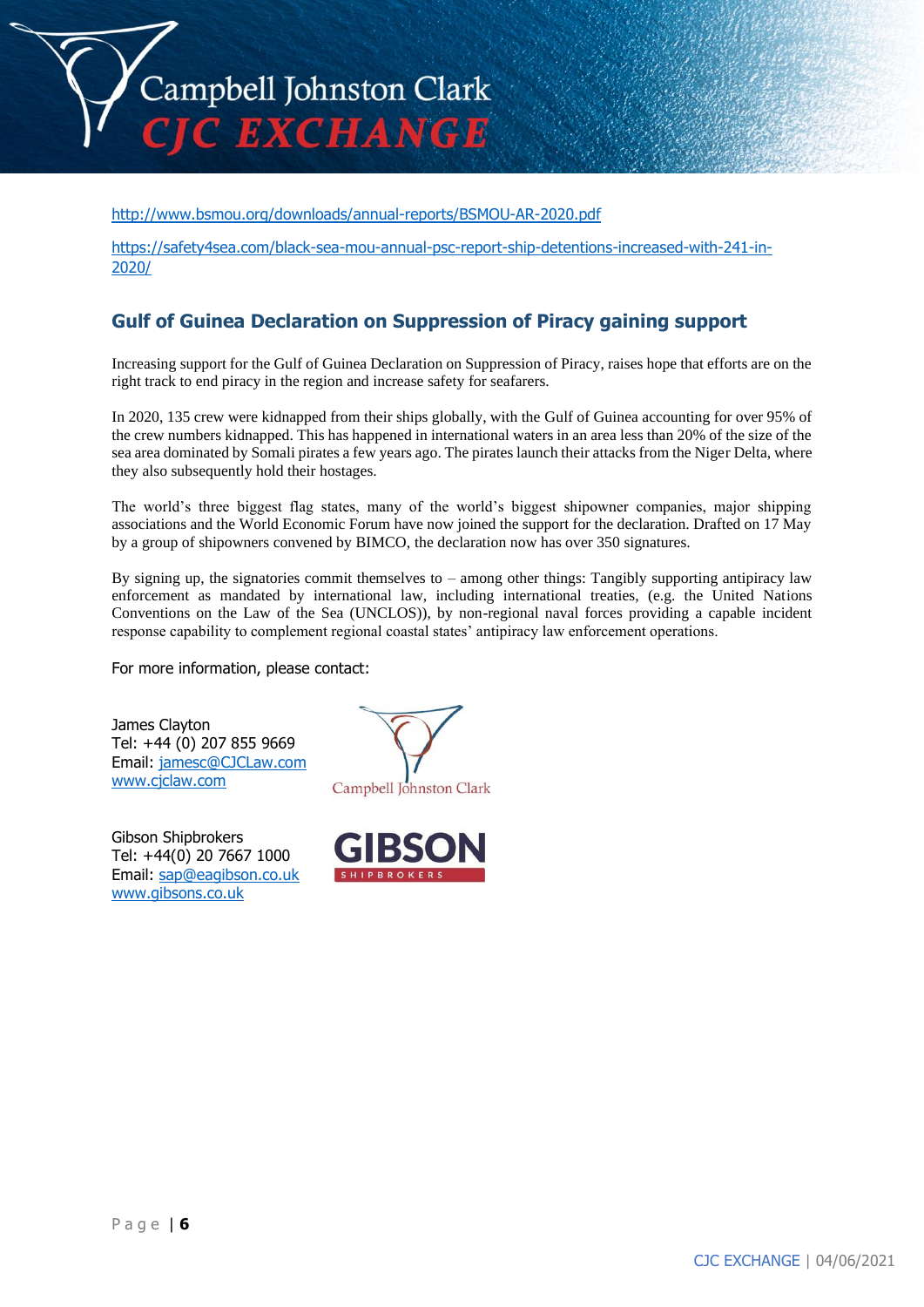http://www.bsmou.org/downloads/annual-reports/BSMOU-AR-2020.pdf

https://safety4sea.com/black-sea-mou-annual-psc-report-ship-detentions-increased-with-241-in-2020/

## Gulf of Guinea Declaration on Suppression of Piracy gaining support

Increasing support for the Gulf of Guinea Declaration on Suppression of Piracy, raises hope that efforts are on the right track to end piracy in the region and increase safety for seafarers.

In 2020, 135 crew were kidnapped from their ships globally, with the Gulf of Guinea accounting for over 95% of the crew numbers kidnapped. This has happened in international waters in an area less than 20% of the size of the sea area dominated by Somali pirates a few years ago. The pirates launch their attacks from the Niger Delta, where they also subsequently hold their hostages.

The world's three biggest flag states, many of the world's biggest shipowner companies, major shipping associations and the World Economic Forum have now joined the support for the declaration. Drafted on 17 May by a group of shipowners convened by BIMCO, the declaration now has over 350 signatures.

By signing up, the signatories commit themselves to – among other things: Tangibly supporting antipiracy law enforcement as mandated by international law, including international treaties, (e.g. the United Nations Conventions on the Law of the Sea (UNCLOS)), by non-regional naval forces providing a capable incident response capability to complement regional coastal states' antipiracy law enforcement operations.

For more information, please contact:

James Clayton
Tel: +44 (0) 207 855 9669
Email: jamesc@CJCLaw.com
www.cjclaw.com

Gibson Shipbrokers
Tel: +44(0) 20 7667 1000
Email: sap@eagibson.co.uk
www.gibsons.co.uk